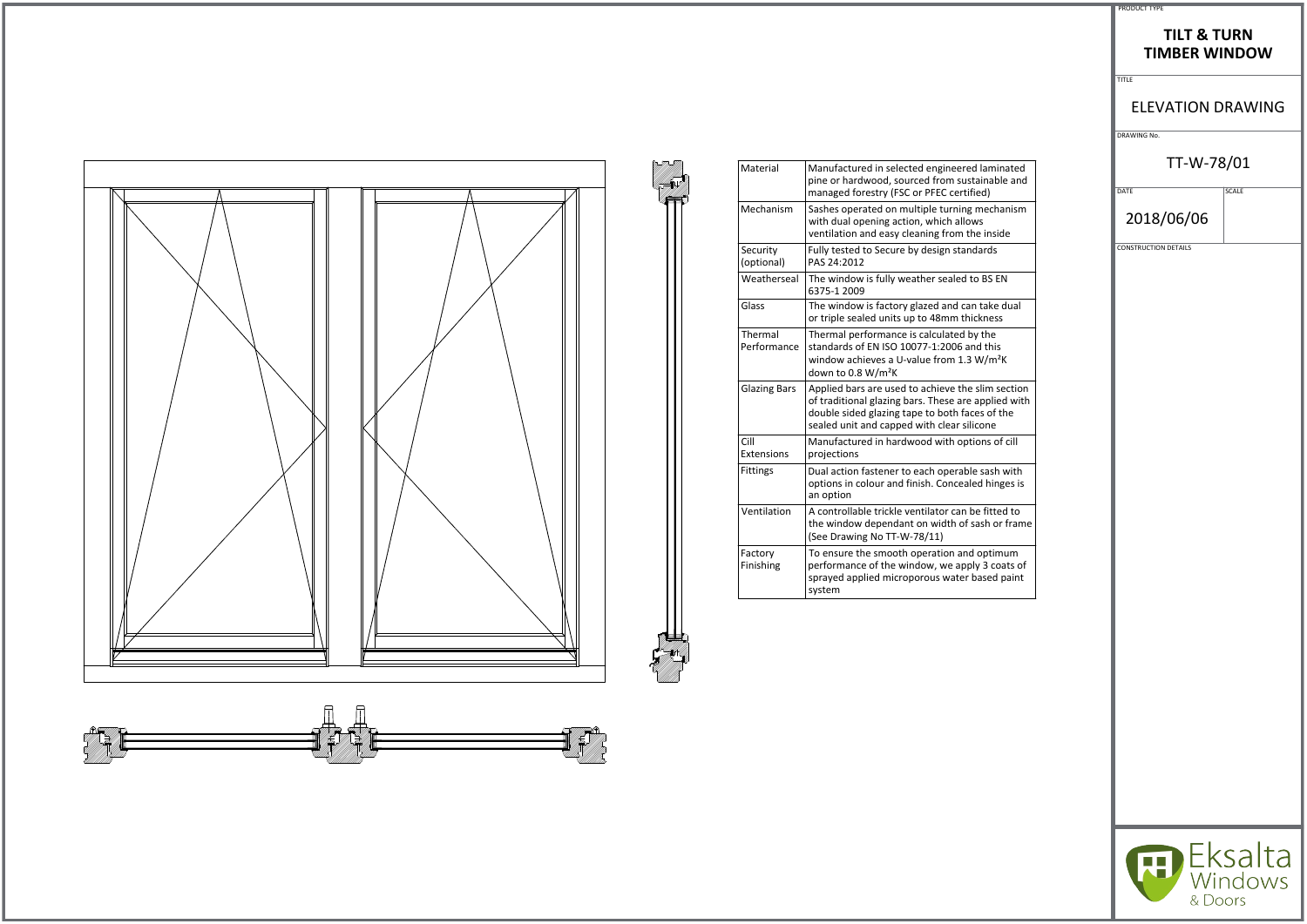PRODUCT TYPE

# TILT & TURN TIMBER WINDOW

TITLE

## ELEVATION DRAWING

DRAWING No.

TT-W-78/01

DATE

2018/06/06

SCALE

CONSTRUCTION DETAILS

| | |
|---|---|
| Material | Manufactured in selected engineered laminated pine or hardwood, sourced from sustainable and managed forestry (FSC or PFEC certified) |
| Mechanism | Sashes operated on multiple turning mechanism with dual opening action, which allows ventilation and easy cleaning from the inside |
| Security (optional) | Fully tested to Secure by design standards PAS 24:2012 |
| Weatherseal | The window is fully weather sealed to BS EN 6375-1 2009 |
| Glass | The window is factory glazed and can take dual or triple sealed units up to 48mm thickness |
| Thermal Performance | Thermal performance is calculated by the standards of EN ISO 10077-1:2006 and this window achieves a U-value from 1.3 W/m²K down to 0.8 W/m²K |
| Glazing Bars | Applied bars are used to achieve the slim section of traditional glazing bars. These are applied with double sided glazing tape to both faces of the sealed unit and capped with clear silicone |
| Cill Extensions | Manufactured in hardwood with options of cill projections |
| Fittings | Dual action fastener to each operable sash with options in colour and finish. Concealed hinges is an option |
| Ventilation | A controllable trickle ventilator can be fitted to the window dependant on width of sash or frame (See Drawing No TT-W-78/11) |
| Factory Finishing | To ensure the smooth operation and optimum performance of the window, we apply 3 coats of sprayed applied microporous water based paint system |

Eksalta Windows & Doors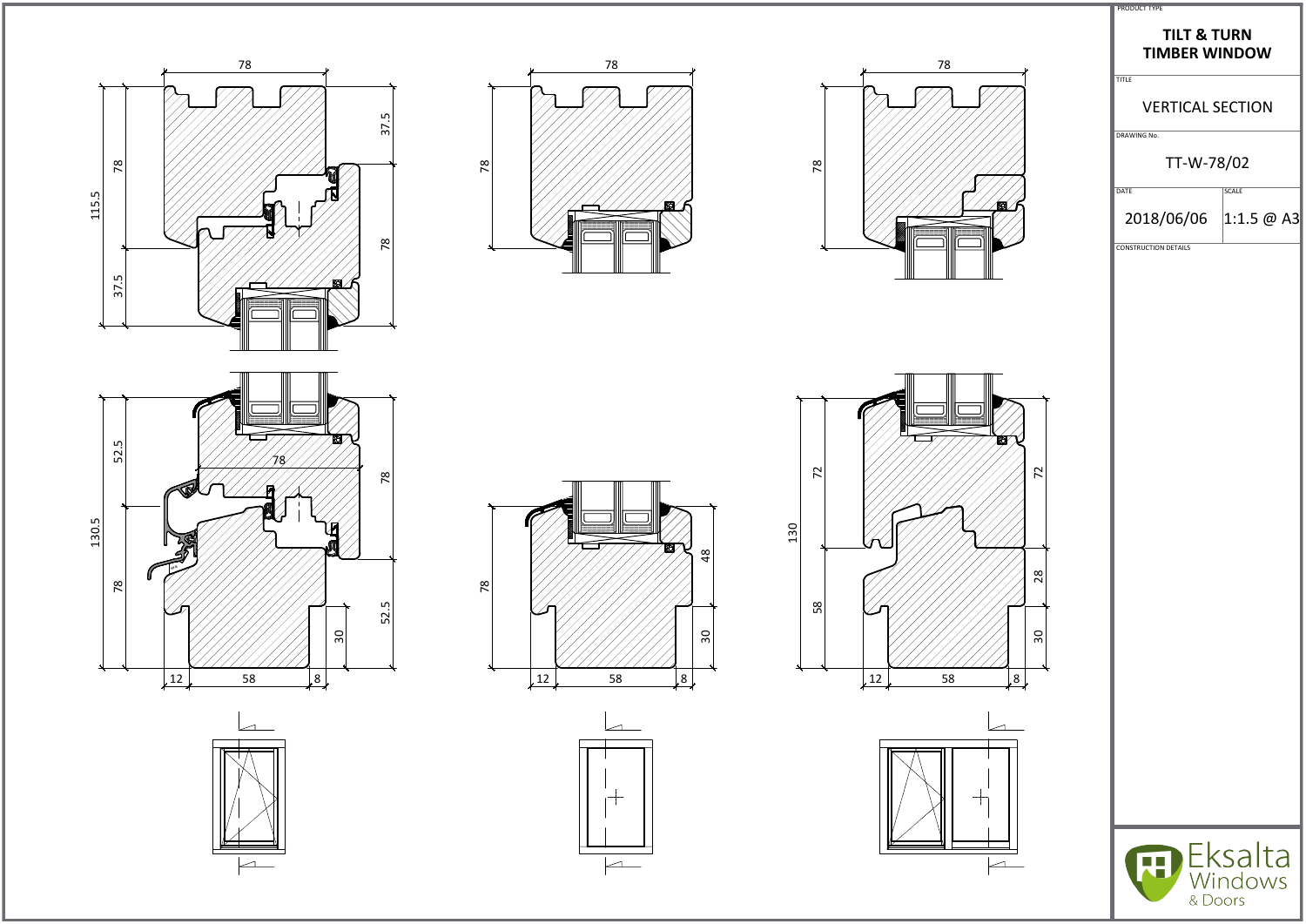PRODUCT TYPE

**TILT & TURN TIMBER WINDOW**

TITLE

VERTICAL SECTION

DRAWING No.

TT-W-78/02

| DATE | SCALE |
|---|---|
| 2018/06/06 | 1:1.5 @ A3 |

CONSTRUCTION DETAILS

Eksalta Windows & Doors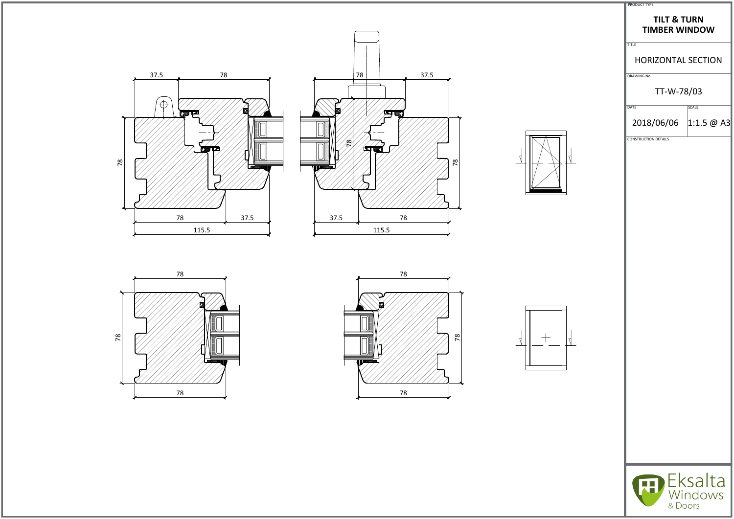37.5 78

78

78

78 37.5

115.5

78 37.5

78

78

37.5 78

115.5

78

78

78

78

78

78

PRODUCT TYPE

**TILT & TURN TIMBER WINDOW**

TITLE

HORIZONTAL SECTION

DRAWING No.

TT-W-78/03

| DATE | SCALE |
| --- | --- |
| 2018/06/06 | 1:1.5 @ A3 |

CONSTRUCTION DETAILS

Eksalta Windows & Doors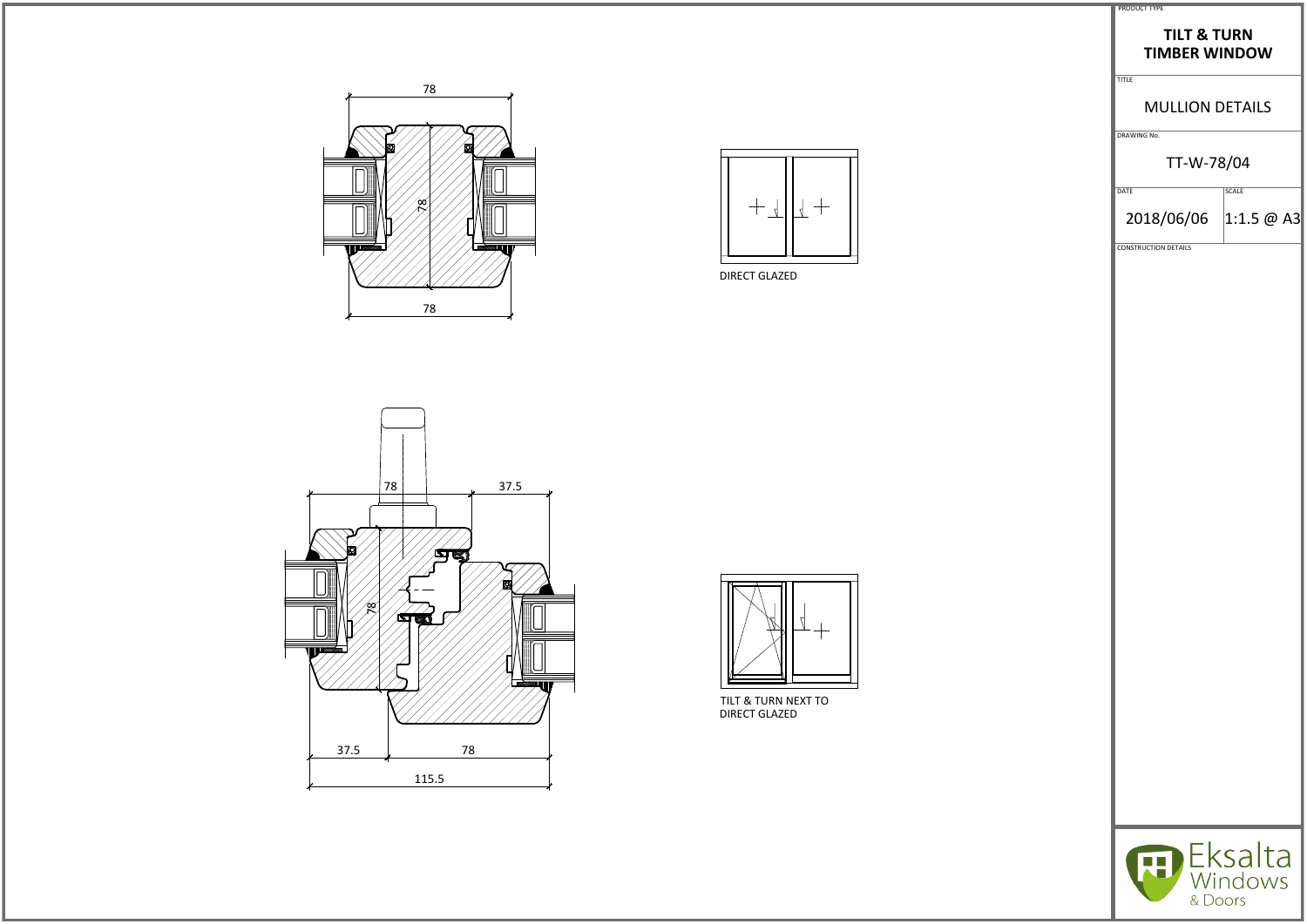PRODUCT TYPE

**TILT & TURN TIMBER WINDOW**

TITLE

MULLION DETAILS

DRAWING No.

TT-W-78/04

| DATE | SCALE |
|---|---|
| 2018/06/06 | 1:1.5 @ A3 |

CONSTRUCTION DETAILS

78

78

78

DIRECT GLAZED

78

37.5

78

37.5

78

115.5

TILT & TURN NEXT TO DIRECT GLAZED

Eksalta Windows & Doors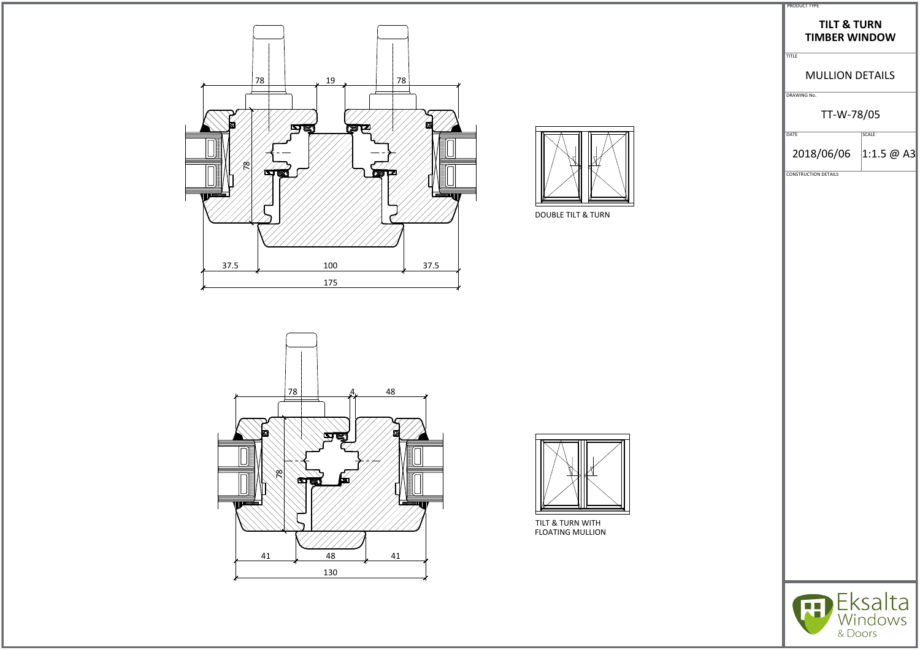PRODUCT TYPE

**TILT & TURN TIMBER WINDOW**

TITLE

MULLION DETAILS

DRAWING No.

TT-W-78/05

| DATE | SCALE |
|---|---|
| 2018/06/06 | 1:1.5 @ A3 |

CONSTRUCTION DETAILS

78 19 78

78

37.5 100 37.5

175

DOUBLE TILT & TURN

78 4 48

78

41 48 41

130

TILT & TURN WITH FLOATING MULLION

Eksalta Windows & Doors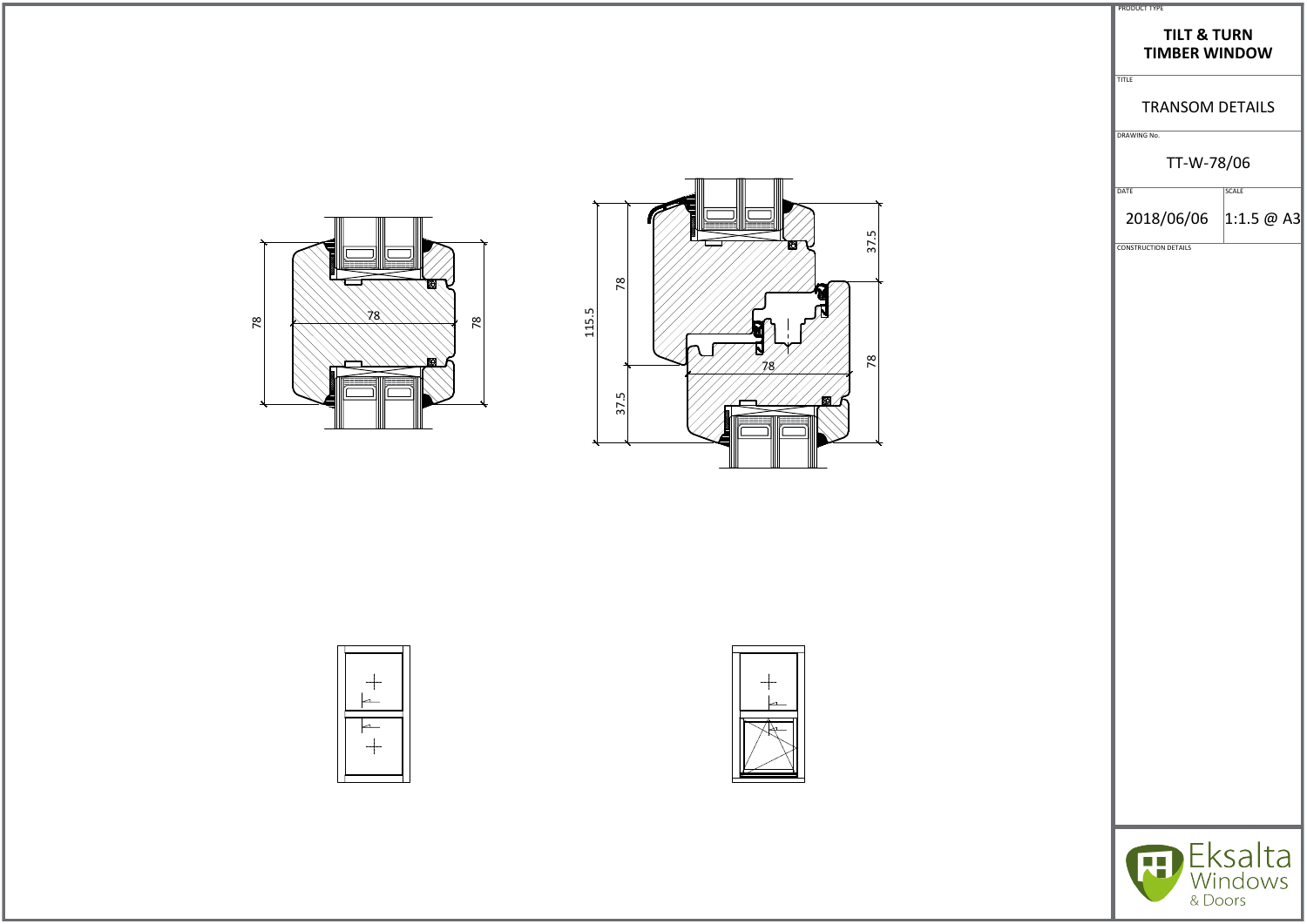PRODUCT TYPE

**TILT & TURN TIMBER WINDOW**

TITLE

TRANSOM DETAILS

DRAWING No.

TT-W-78/06

| DATE | SCALE |
| --- | --- |
| 2018/06/06 | 1:1.5 @ A3 |

CONSTRUCTION DETAILS

78

78

78

115.5

78

37.5

37.5

78

78

Eksalta Windows & Doors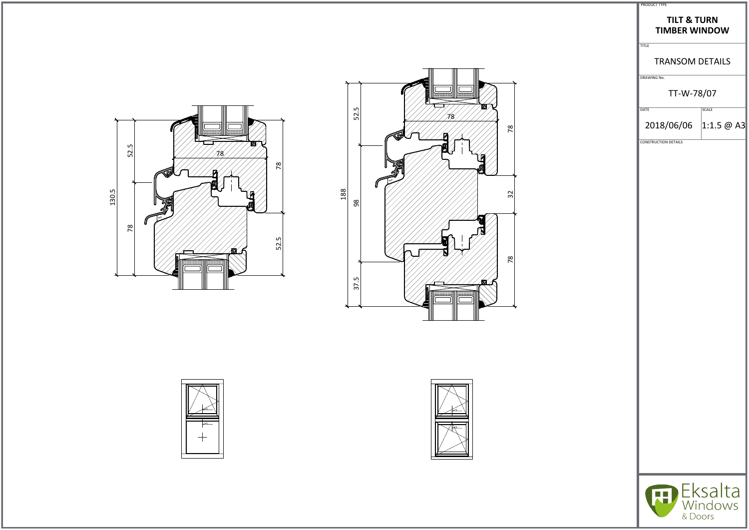| PRODUCT TYPE | |
| --- | --- |
| **TILT & TURN TIMBER WINDOW** | |
| TITLE | |
| TRANSOM DETAILS | |
| DRAWING No. | |
| TT-W-78/07 | |
| DATE | SCALE |
| 2018/06/06 | 1:1.5 @ A3 |
| CONSTRUCTION DETAILS | |

130.5
52.5
78
78
78
52.5

188
52.5
98
37.5
78
78
32
78

Eksalta Windows & Doors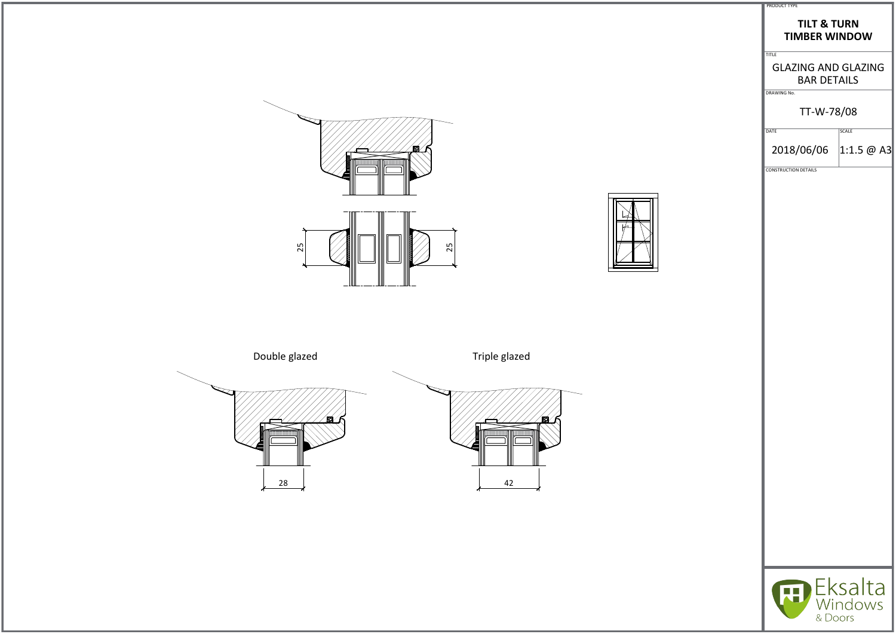PRODUCT TYPE

**TILT & TURN TIMBER WINDOW**

TITLE

GLAZING AND GLAZING BAR DETAILS

DRAWING No.

TT-W-78/08

| DATE | SCALE |
| --- | --- |
| 2018/06/06 | 1:1.5 @ A3 |

CONSTRUCTION DETAILS

25

25

Double glazed

28

Triple glazed

42

Eksalta Windows & Doors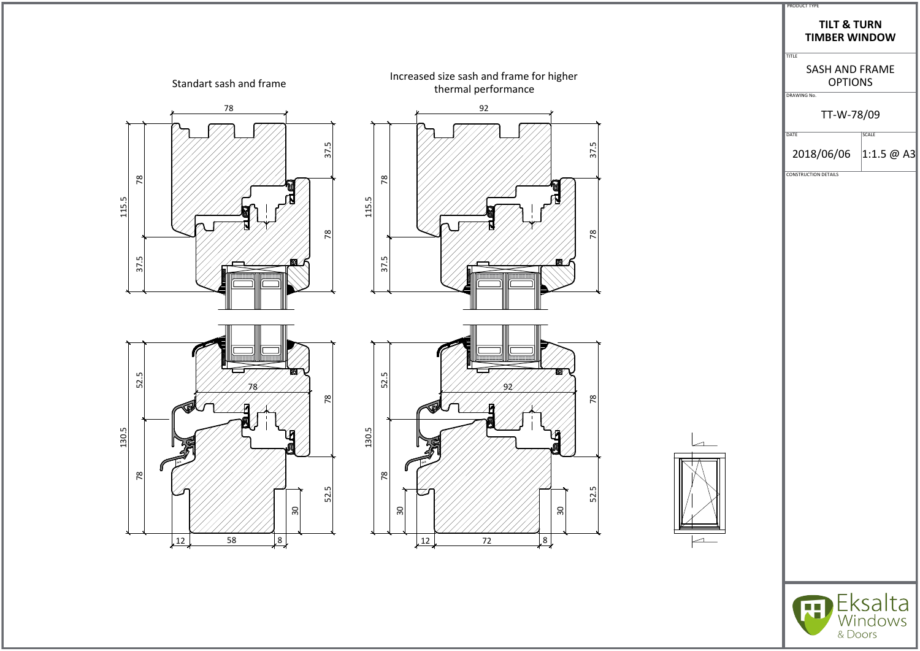Standart sash and frame

Increased size sash and frame for higher thermal performance

| PRODUCT TYPE | |
|---|---|
| **TILT & TURN TIMBER WINDOW** | |
| TITLE | |
| SASH AND FRAME OPTIONS | |
| DRAWING No. | |
| TT-W-78/09 | |
| DATE | SCALE |
| 2018/06/06 | 1:1.5 @ A3 |
| CONSTRUCTION DETAILS | |

Eksalta Windows & Doors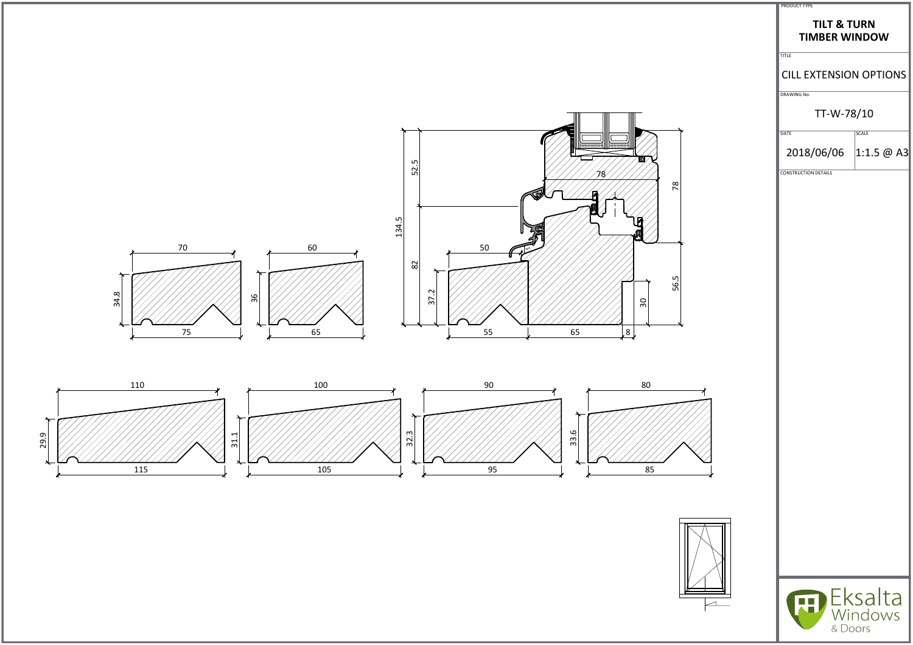PRODUCT TYPE

**TILT & TURN TIMBER WINDOW**

TITLE

CILL EXTENSION OPTIONS

DRAWING No.

TT-W-78/10

| DATE | SCALE |
|---|---|
| 2018/06/06 | 1:1.5 @ A3 |

CONSTRUCTION DETAILS

70
34.8
75

60
36
65

52.5
134.5
82
50
37.2
55
65
8
78
78
56.5
30

110
29.9
115

100
31.1
105

90
32.3
95

80
33.6
85

Eksalta Windows & Doors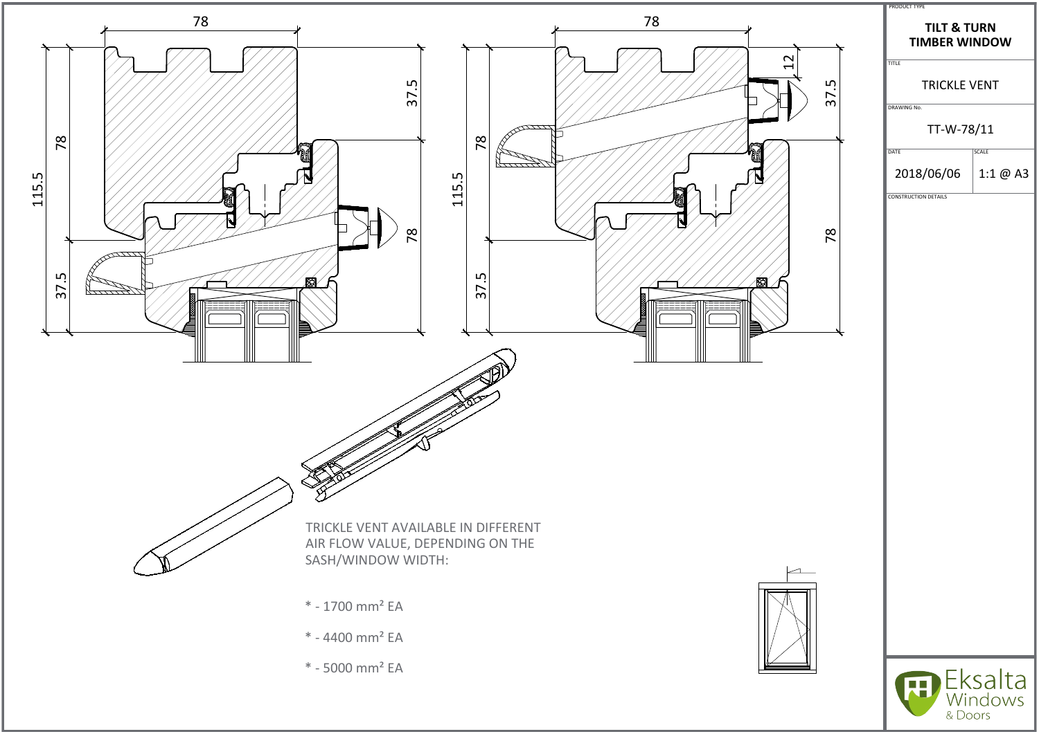PRODUCT TYPE

**TILT & TURN TIMBER WINDOW**

TITLE

TRICKLE VENT

DRAWING No.

TT-W-78/11

| DATE | SCALE |
| --- | --- |
| 2018/06/06 | 1:1 @ A3 |

CONSTRUCTION DETAILS

78

78

37.5

115.5

37.5

78

78

78

12

37.5

115.5

78

37.5

78

TRICKLE VENT AVAILABLE IN DIFFERENT AIR FLOW VALUE, DEPENDING ON THE SASH/WINDOW WIDTH:

* - 1700 mm² EA

* - 4400 mm² EA

* - 5000 mm² EA

Eksalta Windows & Doors